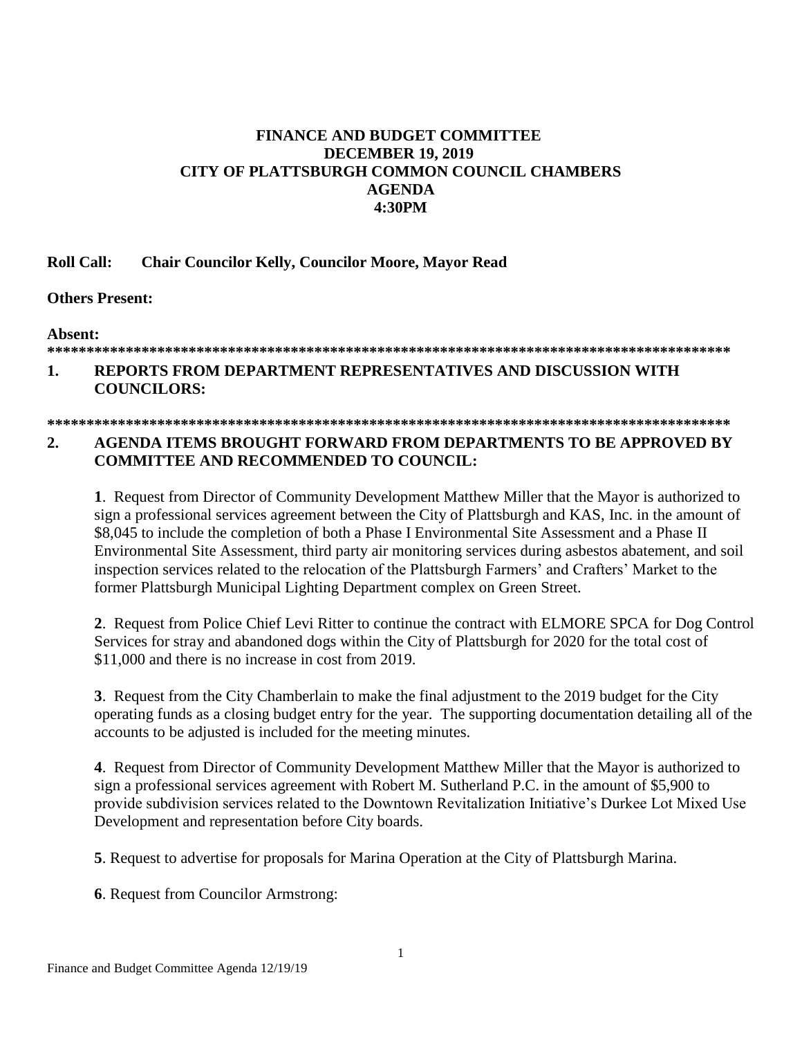# FINANCE AND BUDGET COMMITTEE
## DECEMBER 19, 2019
## CITY OF PLATTSBURGH COMMON COUNCIL CHAMBERS
## AGENDA
## 4:30PM

**Roll Call: Chair Councilor Kelly, Councilor Moore, Mayor Read**

**Others Present:**

**Absent:**

*****************************************************************************************

**1. REPORTS FROM DEPARTMENT REPRESENTATIVES AND DISCUSSION WITH COUNCILORS:**

*****************************************************************************************

**2. AGENDA ITEMS BROUGHT FORWARD FROM DEPARTMENTS TO BE APPROVED BY COMMITTEE AND RECOMMENDED TO COUNCIL:**

**1**. Request from Director of Community Development Matthew Miller that the Mayor is authorized to sign a professional services agreement between the City of Plattsburgh and KAS, Inc. in the amount of $8,045 to include the completion of both a Phase I Environmental Site Assessment and a Phase II Environmental Site Assessment, third party air monitoring services during asbestos abatement, and soil inspection services related to the relocation of the Plattsburgh Farmers' and Crafters' Market to the former Plattsburgh Municipal Lighting Department complex on Green Street.

**2**. Request from Police Chief Levi Ritter to continue the contract with ELMORE SPCA for Dog Control Services for stray and abandoned dogs within the City of Plattsburgh for 2020 for the total cost of $11,000 and there is no increase in cost from 2019.

**3**. Request from the City Chamberlain to make the final adjustment to the 2019 budget for the City operating funds as a closing budget entry for the year. The supporting documentation detailing all of the accounts to be adjusted is included for the meeting minutes.

**4**. Request from Director of Community Development Matthew Miller that the Mayor is authorized to sign a professional services agreement with Robert M. Sutherland P.C. in the amount of $5,900 to provide subdivision services related to the Downtown Revitalization Initiative's Durkee Lot Mixed Use Development and representation before City boards.

**5**. Request to advertise for proposals for Marina Operation at the City of Plattsburgh Marina.

**6**. Request from Councilor Armstrong: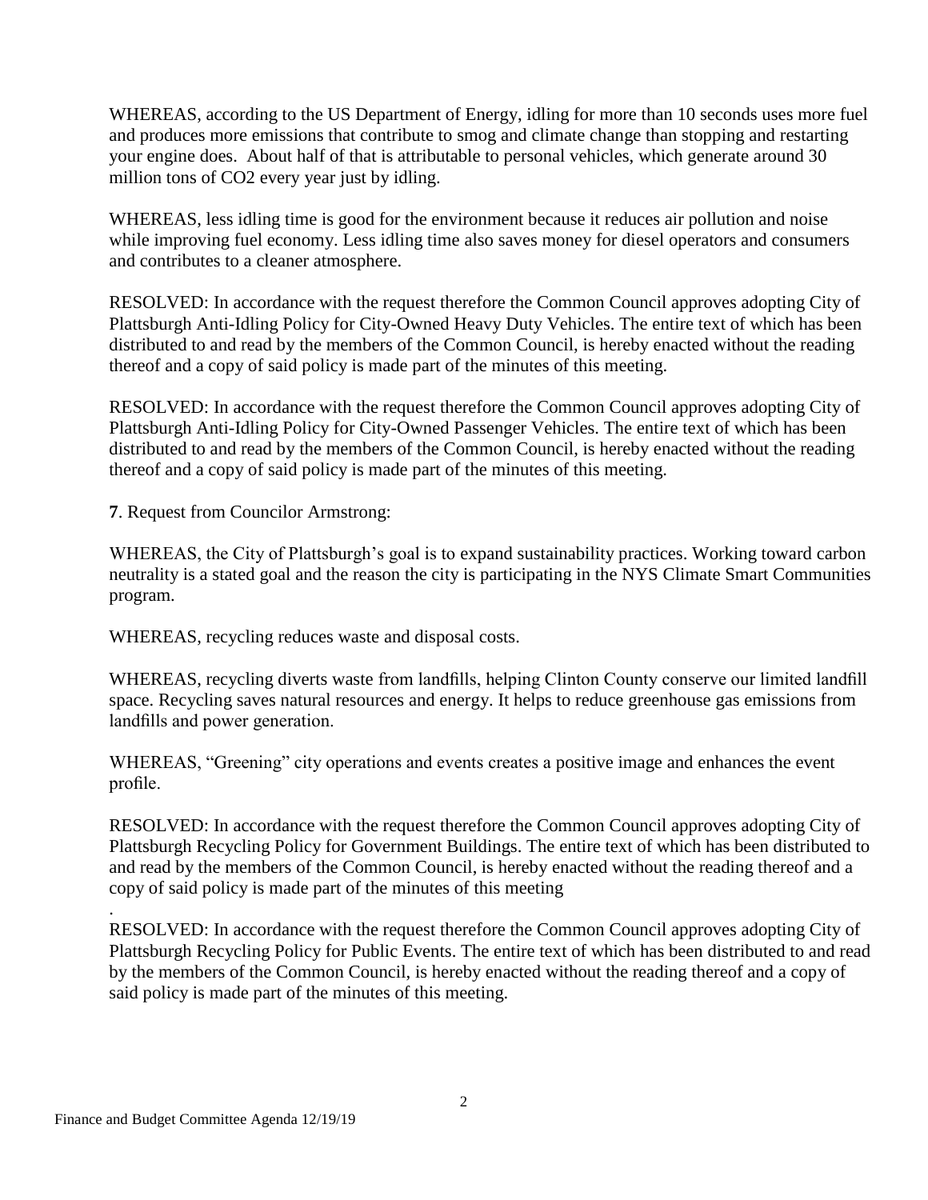WHEREAS, according to the US Department of Energy, idling for more than 10 seconds uses more fuel and produces more emissions that contribute to smog and climate change than stopping and restarting your engine does. About half of that is attributable to personal vehicles, which generate around 30 million tons of $CO_2$ every year just by idling.

WHEREAS, less idling time is good for the environment because it reduces air pollution and noise while improving fuel economy. Less idling time also saves money for diesel operators and consumers and contributes to a cleaner atmosphere.

RESOLVED: In accordance with the request therefore the Common Council approves adopting City of Plattsburgh Anti-Idling Policy for City-Owned Heavy Duty Vehicles. The entire text of which has been distributed to and read by the members of the Common Council, is hereby enacted without the reading thereof and a copy of said policy is made part of the minutes of this meeting.

RESOLVED: In accordance with the request therefore the Common Council approves adopting City of Plattsburgh Anti-Idling Policy for City-Owned Passenger Vehicles. The entire text of which has been distributed to and read by the members of the Common Council, is hereby enacted without the reading thereof and a copy of said policy is made part of the minutes of this meeting.

**7**. Request from Councilor Armstrong:

WHEREAS, the City of Plattsburgh's goal is to expand sustainability practices. Working toward carbon neutrality is a stated goal and the reason the city is participating in the NYS Climate Smart Communities program.

WHEREAS, recycling reduces waste and disposal costs.

WHEREAS, recycling diverts waste from landfills, helping Clinton County conserve our limited landfill space. Recycling saves natural resources and energy. It helps to reduce greenhouse gas emissions from landfills and power generation.

WHEREAS, "Greening" city operations and events creates a positive image and enhances the event profile.

RESOLVED: In accordance with the request therefore the Common Council approves adopting City of Plattsburgh Recycling Policy for Government Buildings. The entire text of which has been distributed to and read by the members of the Common Council, is hereby enacted without the reading thereof and a copy of said policy is made part of the minutes of this meeting

.

RESOLVED: In accordance with the request therefore the Common Council approves adopting City of Plattsburgh Recycling Policy for Public Events. The entire text of which has been distributed to and read by the members of the Common Council, is hereby enacted without the reading thereof and a copy of said policy is made part of the minutes of this meeting.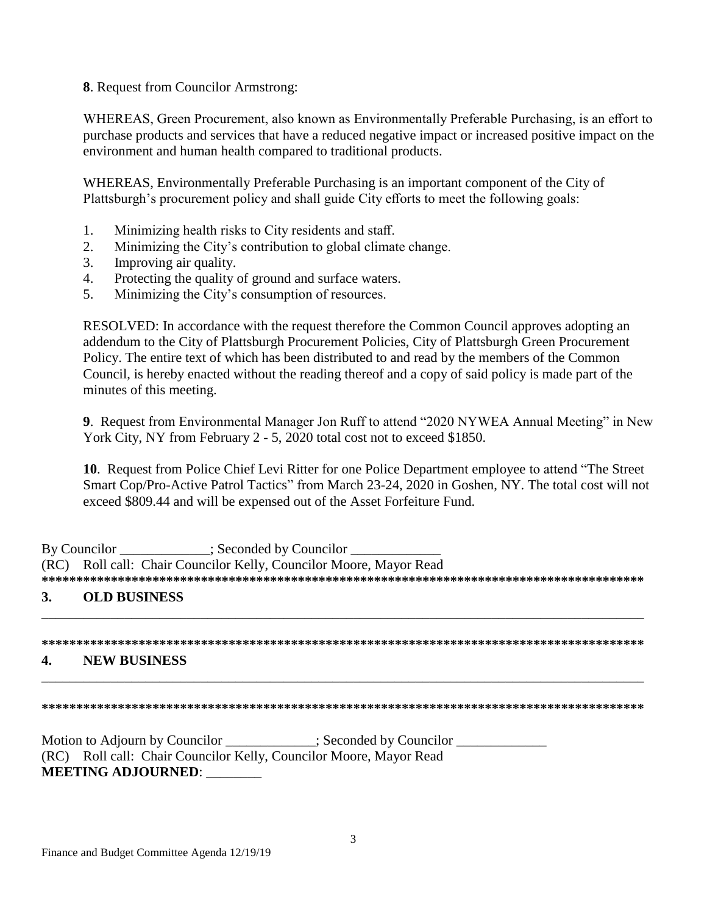**8**. Request from Councilor Armstrong:

WHEREAS, Green Procurement, also known as Environmentally Preferable Purchasing, is an effort to purchase products and services that have a reduced negative impact or increased positive impact on the environment and human health compared to traditional products.

WHEREAS, Environmentally Preferable Purchasing is an important component of the City of Plattsburgh's procurement policy and shall guide City efforts to meet the following goals:

1. Minimizing health risks to City residents and staff.
2. Minimizing the City's contribution to global climate change.
3. Improving air quality.
4. Protecting the quality of ground and surface waters.
5. Minimizing the City's consumption of resources.

RESOLVED: In accordance with the request therefore the Common Council approves adopting an addendum to the City of Plattsburgh Procurement Policies, City of Plattsburgh Green Procurement Policy. The entire text of which has been distributed to and read by the members of the Common Council, is hereby enacted without the reading thereof and a copy of said policy is made part of the minutes of this meeting.

**9**. Request from Environmental Manager Jon Ruff to attend "2020 NYWEA Annual Meeting" in New York City, NY from February 2 - 5, 2020 total cost not to exceed $1850.

**10**. Request from Police Chief Levi Ritter for one Police Department employee to attend "The Street Smart Cop/Pro-Active Patrol Tactics" from March 23-24, 2020 in Goshen, NY. The total cost will not exceed $809.44 and will be expensed out of the Asset Forfeiture Fund.

By Councilor _____________; Seconded by Councilor _____________
(RC) Roll call: Chair Councilor Kelly, Councilor Moore, Mayor Read
******************************************************************************************

## 3. OLD BUSINESS

******************************************************************************************

## 4. NEW BUSINESS

******************************************************************************************

Motion to Adjourn by Councilor _____________; Seconded by Councilor _____________
(RC) Roll call: Chair Councilor Kelly, Councilor Moore, Mayor Read
**MEETING ADJOURNED**: ________